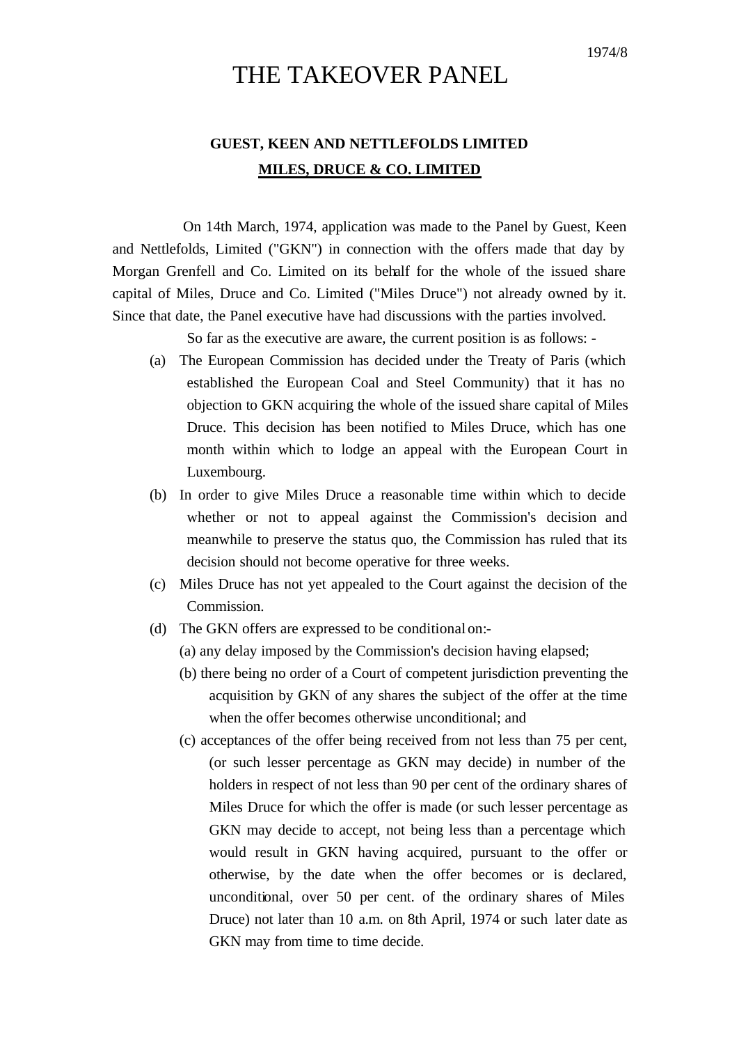1974/8

# THE TAKEOVER PANEL

## GUEST, KEEN AND NETTLEFOLDS LIMITED
## MILES, DRUCE & CO. LIMITED

On 14th March, 1974, application was made to the Panel by Guest, Keen and Nettlefolds, Limited ("GKN") in connection with the offers made that day by Morgan Grenfell and Co. Limited on its behalf for the whole of the issued share capital of Miles, Druce and Co. Limited ("Miles Druce") not already owned by it. Since that date, the Panel executive have had discussions with the parties involved.

So far as the executive are aware, the current position is as follows: -

(a) The European Commission has decided under the Treaty of Paris (which established the European Coal and Steel Community) that it has no objection to GKN acquiring the whole of the issued share capital of Miles Druce. This decision has been notified to Miles Druce, which has one month within which to lodge an appeal with the European Court in Luxembourg.

(b) In order to give Miles Druce a reasonable time within which to decide whether or not to appeal against the Commission's decision and meanwhile to preserve the status quo, the Commission has ruled that its decision should not become operative for three weeks.

(c) Miles Druce has not yet appealed to the Court against the decision of the Commission.

(d) The GKN offers are expressed to be conditional on:-

   (a) any delay imposed by the Commission's decision having elapsed;

   (b) there being no order of a Court of competent jurisdiction preventing the acquisition by GKN of any shares the subject of the offer at the time when the offer becomes otherwise unconditional; and

   (c) acceptances of the offer being received from not less than 75 per cent, (or such lesser percentage as GKN may decide) in number of the holders in respect of not less than 90 per cent of the ordinary shares of Miles Druce for which the offer is made (or such lesser percentage as GKN may decide to accept, not being less than a percentage which would result in GKN having acquired, pursuant to the offer or otherwise, by the date when the offer becomes or is declared, unconditional, over 50 per cent. of the ordinary shares of Miles Druce) not later than 10 a.m. on 8th April, 1974 or such later date as GKN may from time to time decide.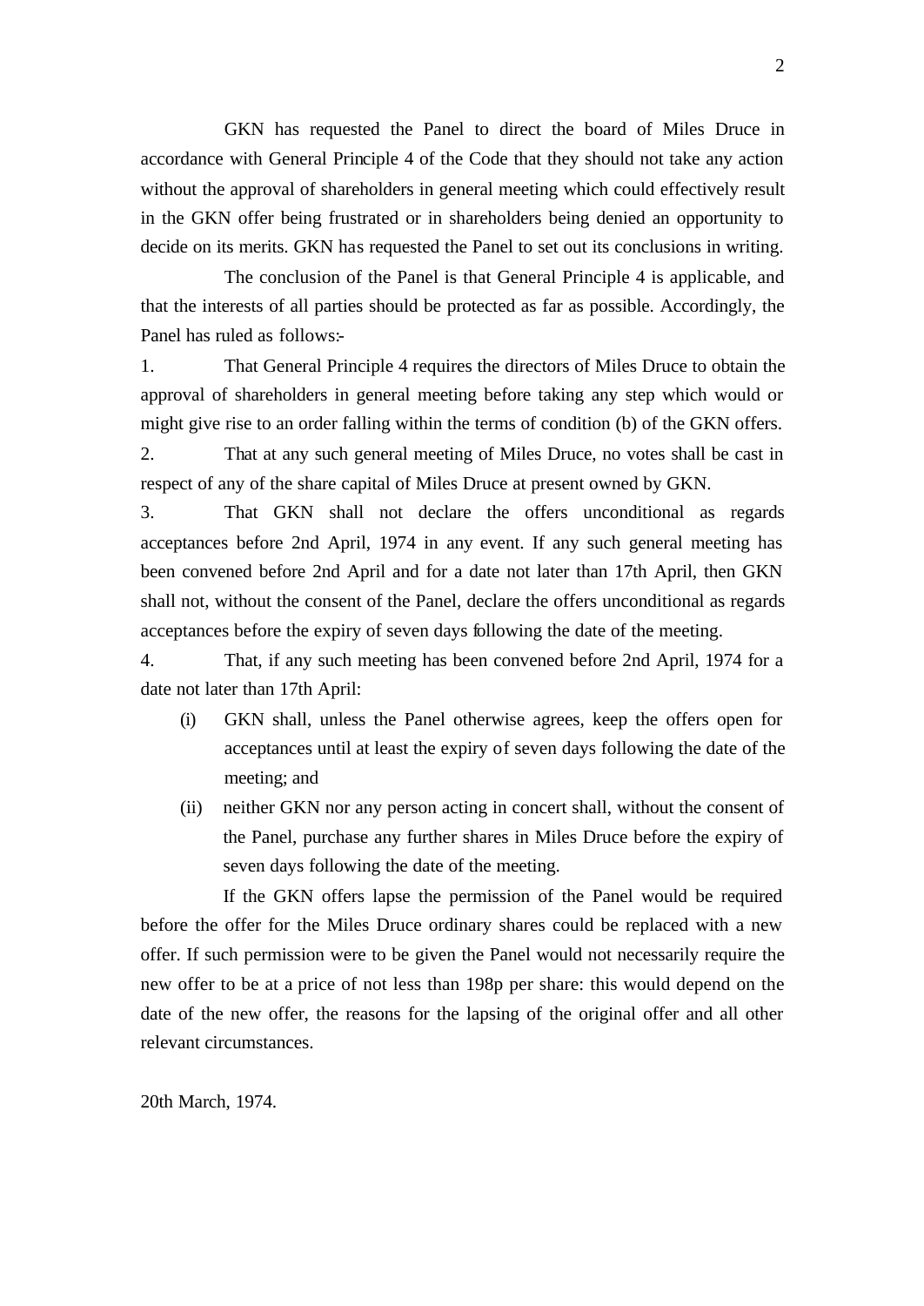GKN has requested the Panel to direct the board of Miles Druce in accordance with General Principle 4 of the Code that they should not take any action without the approval of shareholders in general meeting which could effectively result in the GKN offer being frustrated or in shareholders being denied an opportunity to decide on its merits. GKN has requested the Panel to set out its conclusions in writing.

The conclusion of the Panel is that General Principle 4 is applicable, and that the interests of all parties should be protected as far as possible. Accordingly, the Panel has ruled as follows:-

1. That General Principle 4 requires the directors of Miles Druce to obtain the approval of shareholders in general meeting before taking any step which would or might give rise to an order falling within the terms of condition (b) of the GKN offers.

2. That at any such general meeting of Miles Druce, no votes shall be cast in respect of any of the share capital of Miles Druce at present owned by GKN.

3. That GKN shall not declare the offers unconditional as regards acceptances before 2nd April, 1974 in any event. If any such general meeting has been convened before 2nd April and for a date not later than 17th April, then GKN shall not, without the consent of the Panel, declare the offers unconditional as regards acceptances before the expiry of seven days following the date of the meeting.

4. That, if any such meeting has been convened before 2nd April, 1974 for a date not later than 17th April:

   (i) GKN shall, unless the Panel otherwise agrees, keep the offers open for acceptances until at least the expiry of seven days following the date of the meeting; and

   (ii) neither GKN nor any person acting in concert shall, without the consent of the Panel, purchase any further shares in Miles Druce before the expiry of seven days following the date of the meeting.

If the GKN offers lapse the permission of the Panel would be required before the offer for the Miles Druce ordinary shares could be replaced with a new offer. If such permission were to be given the Panel would not necessarily require the new offer to be at a price of not less than 198p per share: this would depend on the date of the new offer, the reasons for the lapsing of the original offer and all other relevant circumstances.

20th March, 1974.